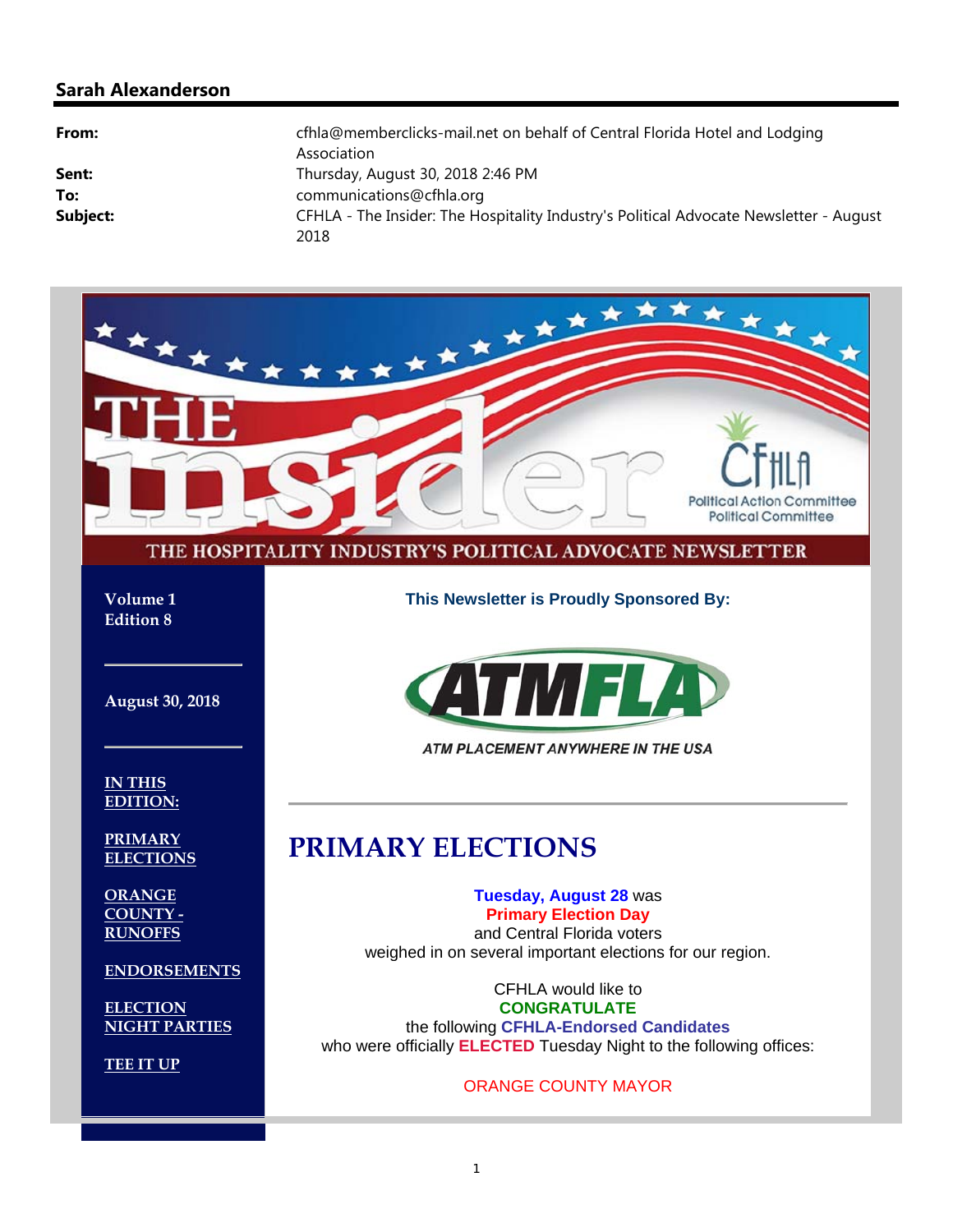**Sarah Alexanderson**

| | |
|---|---|
| **From:** | cfhla@memberclicks-mail.net on behalf of Central Florida Hotel and Lodging Association |
| **Sent:** | Thursday, August 30, 2018 2:46 PM |
| **To:** | communications@cfhla.org |
| **Subject:** | CFHLA - The Insider: The Hospitality Industry's Political Advocate Newsletter - August 2018 |

# THE insider

CFHLA Political Action Committee Political Committee

THE HOSPITALITY INDUSTRY'S POLITICAL ADVOCATE NEWSLETTER

Volume 1
Edition 8

August 30, 2018

**IN THIS EDITION:**

- PRIMARY ELECTIONS
- ORANGE COUNTY - RUNOFFS
- ENDORSEMENTS
- ELECTION NIGHT PARTIES
- TEE IT UP

**This Newsletter is Proudly Sponsored By:**

ATMFLA

ATM PLACEMENT ANYWHERE IN THE USA

---

## PRIMARY ELECTIONS

**Tuesday, August 28** was
**Primary Election Day**
and Central Florida voters
weighed in on several important elections for our region.

CFHLA would like to
**CONGRATULATE**
the following **CFHLA-Endorsed Candidates**
who were officially **ELECTED** Tuesday Night to the following offices:

ORANGE COUNTY MAYOR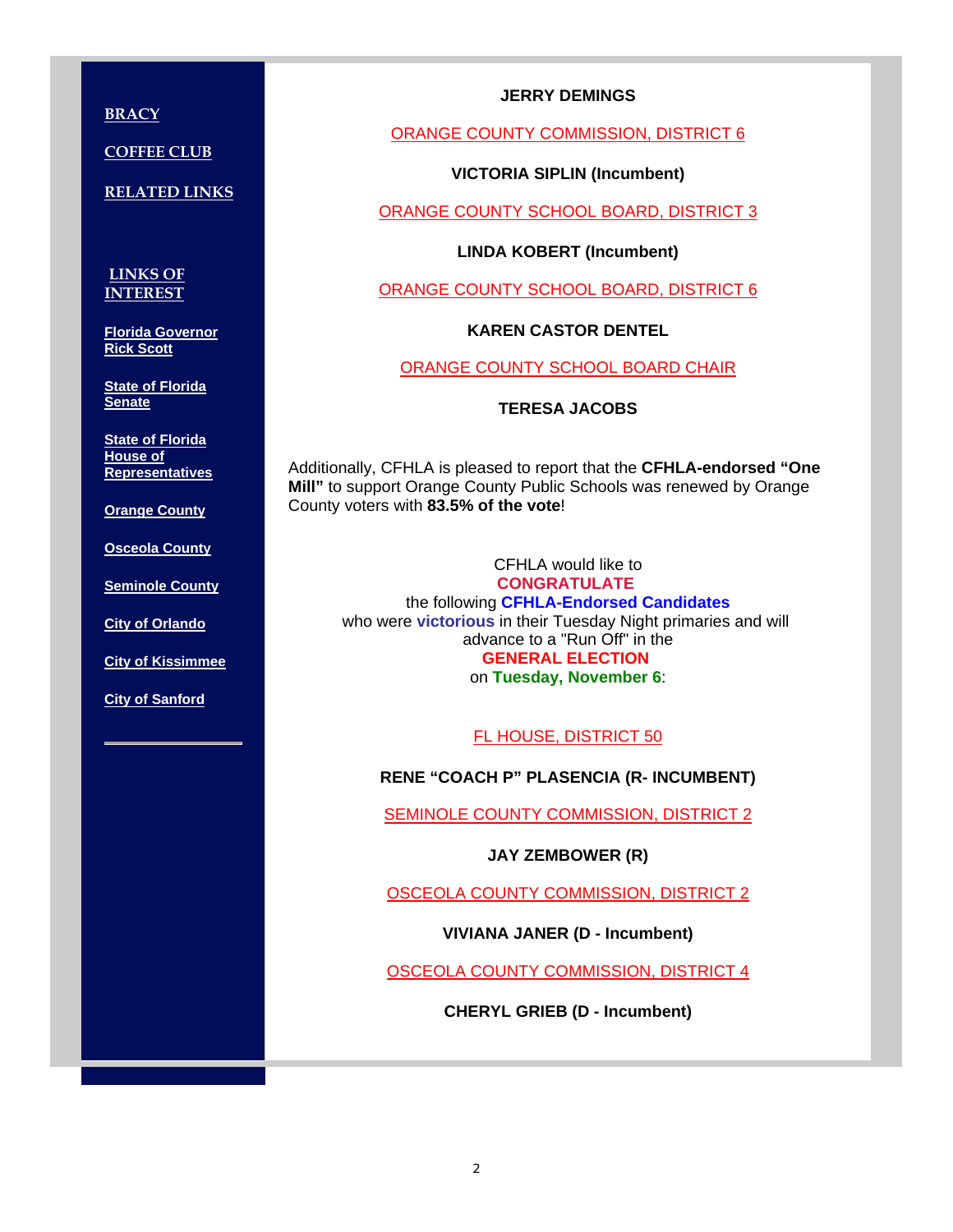**BRACY**

**COFFEE CLUB**

**RELATED LINKS**

**LINKS OF INTEREST**

**Florida Governor Rick Scott**

**State of Florida Senate**

**State of Florida House of Representatives**

**Orange County**

**Osceola County**

**Seminole County**

**City of Orlando**

**City of Kissimmee**

**City of Sanford**

---

**JERRY DEMINGS**

ORANGE COUNTY COMMISSION, DISTRICT 6

**VICTORIA SIPLIN (Incumbent)**

ORANGE COUNTY SCHOOL BOARD, DISTRICT 3

**LINDA KOBERT (Incumbent)**

ORANGE COUNTY SCHOOL BOARD, DISTRICT 6

**KAREN CASTOR DENTEL**

ORANGE COUNTY SCHOOL BOARD CHAIR

**TERESA JACOBS**

Additionally, CFHLA is pleased to report that the **CFHLA-endorsed "One Mill"** to support Orange County Public Schools was renewed by Orange County voters with **83.5% of the vote**!

CFHLA would like to **CONGRATULATE** the following **CFHLA-Endorsed Candidates** who were **victorious** in their Tuesday Night primaries and will advance to a "Run Off" in the **GENERAL ELECTION** on **Tuesday, November 6**:

FL HOUSE, DISTRICT 50

**RENE "COACH P" PLASENCIA (R- INCUMBENT)**

SEMINOLE COUNTY COMMISSION, DISTRICT 2

**JAY ZEMBOWER (R)**

OSCEOLA COUNTY COMMISSION, DISTRICT 2

**VIVIANA JANER (D - Incumbent)**

OSCEOLA COUNTY COMMISSION, DISTRICT 4

**CHERYL GRIEB (D - Incumbent)**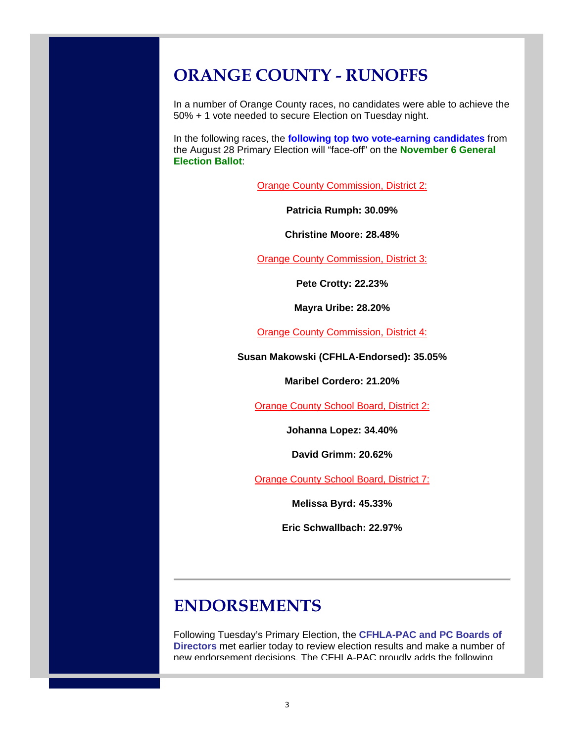## ORANGE COUNTY - RUNOFFS

In a number of Orange County races, no candidates were able to achieve the 50% + 1 vote needed to secure Election on Tuesday night.

In the following races, the **following top two vote-earning candidates** from the August 28 Primary Election will "face-off" on the **November 6 General Election Ballot**:

Orange County Commission, District 2:

**Patricia Rumph: 30.09%**

**Christine Moore: 28.48%**

Orange County Commission, District 3:

**Pete Crotty: 22.23%**

**Mayra Uribe: 28.20%**

Orange County Commission, District 4:

**Susan Makowski (CFHLA-Endorsed): 35.05%**

**Maribel Cordero: 21.20%**

Orange County School Board, District 2:

**Johanna Lopez: 34.40%**

**David Grimm: 20.62%**

Orange County School Board, District 7:

**Melissa Byrd: 45.33%**

**Eric Schwallbach: 22.97%**

---

## ENDORSEMENTS

Following Tuesday's Primary Election, the **CFHLA-PAC and PC Boards of Directors** met earlier today to review election results and make a number of new endorsement decisions. The CFHLA-PAC proudly adds the following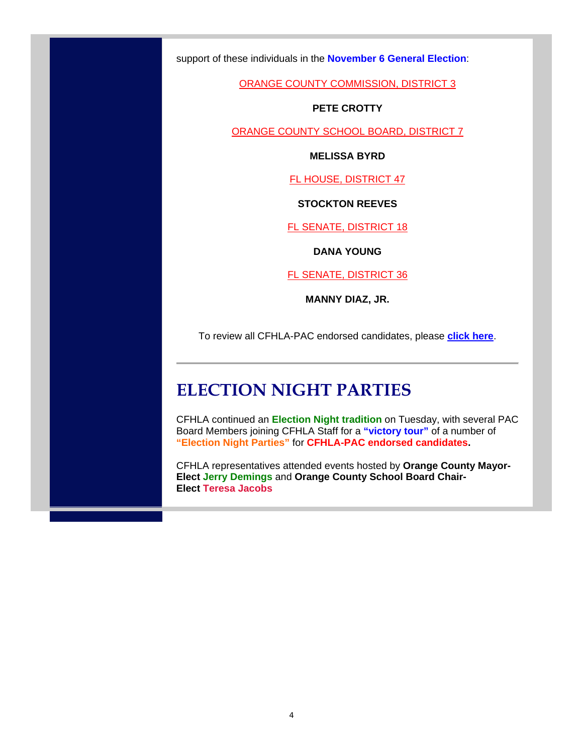support of these individuals in the **November 6 General Election**:

ORANGE COUNTY COMMISSION, DISTRICT 3

**PETE CROTTY**

ORANGE COUNTY SCHOOL BOARD, DISTRICT 7

**MELISSA BYRD**

FL HOUSE, DISTRICT 47

**STOCKTON REEVES**

FL SENATE, DISTRICT 18

**DANA YOUNG**

FL SENATE, DISTRICT 36

**MANNY DIAZ, JR.**

To review all CFHLA-PAC endorsed candidates, please **click here**.

---

# ELECTION NIGHT PARTIES

CFHLA continued an **Election Night tradition** on Tuesday, with several PAC Board Members joining CFHLA Staff for a **"victory tour"** of a number of **"Election Night Parties"** for **CFHLA-PAC endorsed candidates.**

CFHLA representatives attended events hosted by **Orange County Mayor-Elect Jerry Demings** and **Orange County School Board Chair-Elect Teresa Jacobs**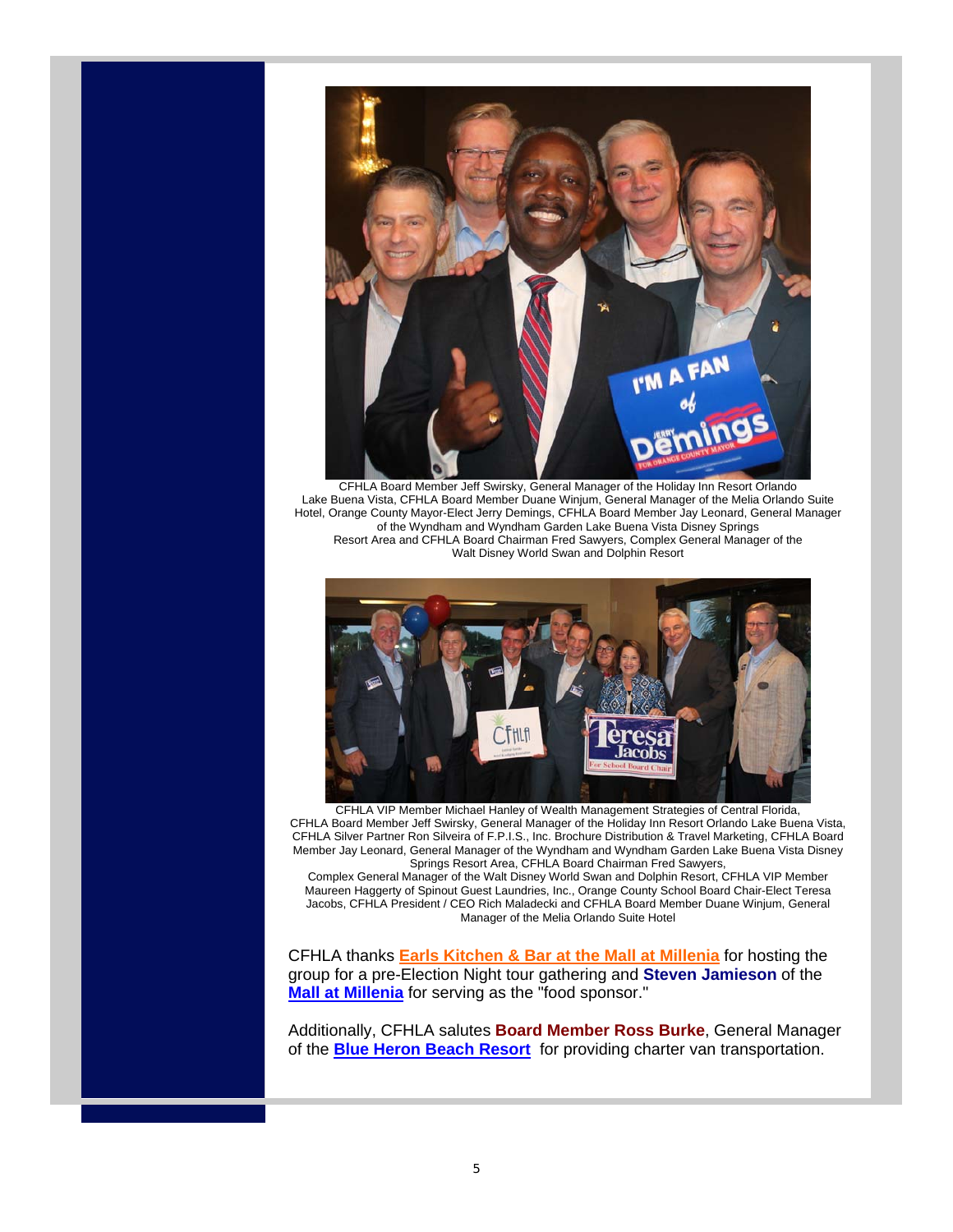CFHLA Board Member Jeff Swirsky, General Manager of the Holiday Inn Resort Orlando Lake Buena Vista, CFHLA Board Member Duane Winjum, General Manager of the Melia Orlando Suite Hotel, Orange County Mayor-Elect Jerry Demings, CFHLA Board Member Jay Leonard, General Manager of the Wyndham and Wyndham Garden Lake Buena Vista Disney Springs Resort Area and CFHLA Board Chairman Fred Sawyers, Complex General Manager of the Walt Disney World Swan and Dolphin Resort

CFHLA VIP Member Michael Hanley of Wealth Management Strategies of Central Florida, CFHLA Board Member Jeff Swirsky, General Manager of the Holiday Inn Resort Orlando Lake Buena Vista, CFHLA Silver Partner Ron Silveira of F.P.I.S., Inc. Brochure Distribution & Travel Marketing, CFHLA Board Member Jay Leonard, General Manager of the Wyndham and Wyndham Garden Lake Buena Vista Disney Springs Resort Area, CFHLA Board Chairman Fred Sawyers, Complex General Manager of the Walt Disney World Swan and Dolphin Resort, CFHLA VIP Member Maureen Haggerty of Spinout Guest Laundries, Inc., Orange County School Board Chair-Elect Teresa Jacobs, CFHLA President / CEO Rich Maladecki and CFHLA Board Member Duane Winjum, General Manager of the Melia Orlando Suite Hotel

CFHLA thanks **Earls Kitchen & Bar at the Mall at Millenia** for hosting the group for a pre-Election Night tour gathering and **Steven Jamieson** of the **Mall at Millenia** for serving as the "food sponsor."

Additionally, CFHLA salutes **Board Member Ross Burke**, General Manager of the **Blue Heron Beach Resort** for providing charter van transportation.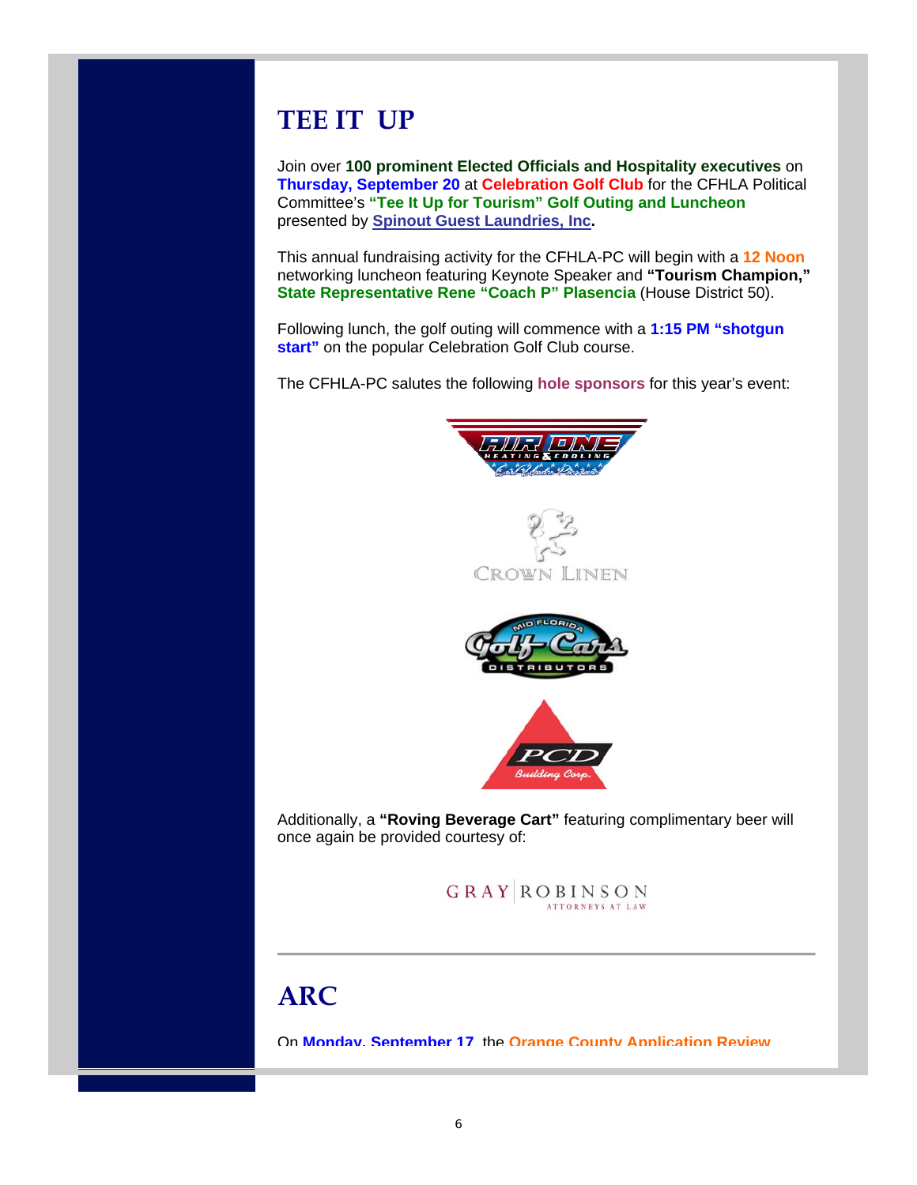# TEE IT UP

Join over **100 prominent Elected Officials and Hospitality executives** on **Thursday, September 20** at **Celebration Golf Club** for the CFHLA Political Committee's **"Tee It Up for Tourism" Golf Outing and Luncheon** presented by **Spinout Guest Laundries, Inc.**

This annual fundraising activity for the CFHLA-PC will begin with a **12 Noon** networking luncheon featuring Keynote Speaker and **"Tourism Champion," State Representative Rene "Coach P" Plasencia** (House District 50).

Following lunch, the golf outing will commence with a **1:15 PM "shotgun start"** on the popular Celebration Golf Club course.

The CFHLA-PC salutes the following **hole sponsors** for this year's event:

Additionally, a **"Roving Beverage Cart"** featuring complimentary beer will once again be provided courtesy of:

---

# ARC

On **Monday, September 17**, the **Orange County Application Review**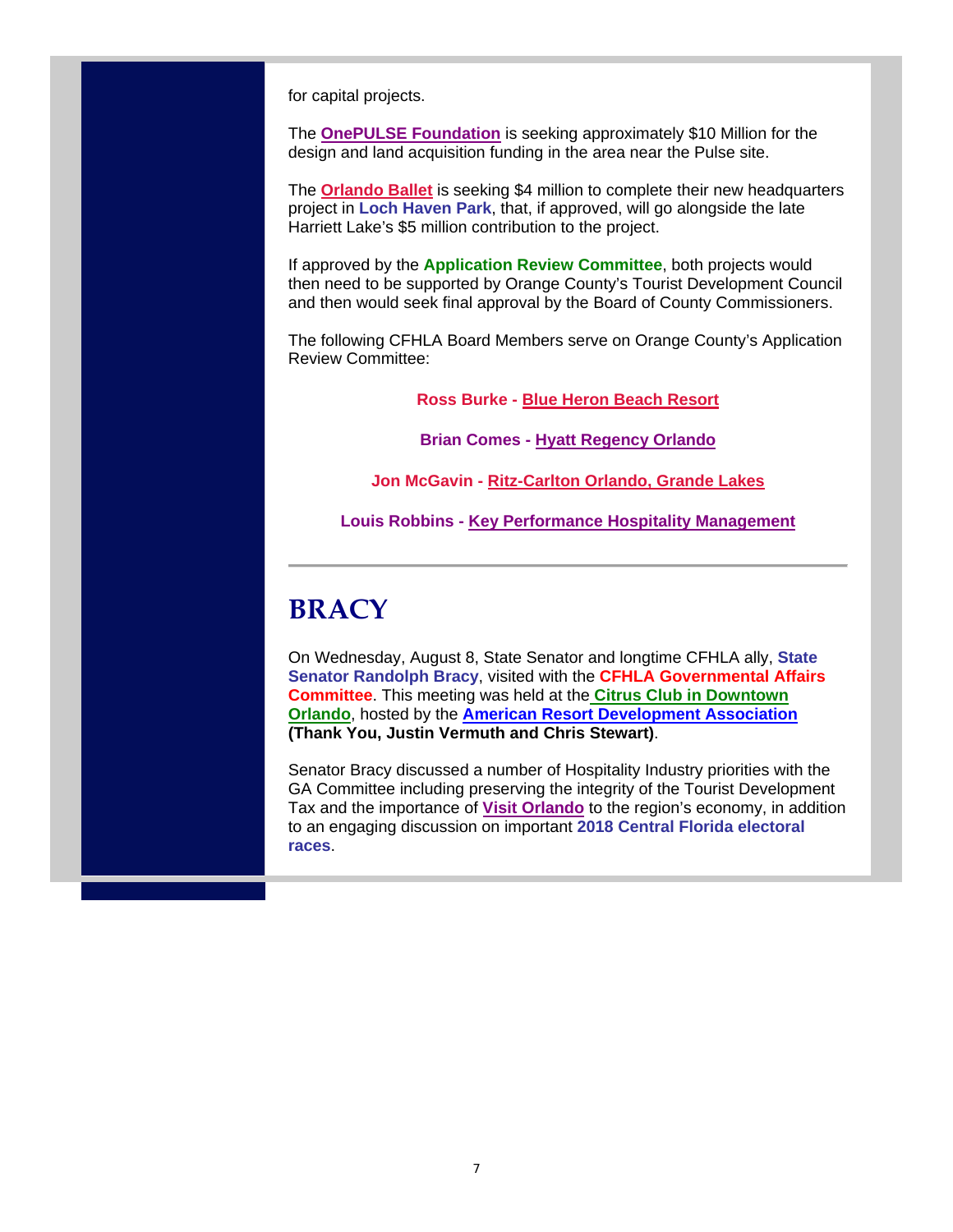for capital projects.

The **OnePULSE Foundation** is seeking approximately $10 Million for the design and land acquisition funding in the area near the Pulse site.

The **Orlando Ballet** is seeking $4 million to complete their new headquarters project in **Loch Haven Park**, that, if approved, will go alongside the late Harriett Lake's $5 million contribution to the project.

If approved by the **Application Review Committee**, both projects would then need to be supported by Orange County's Tourist Development Council and then would seek final approval by the Board of County Commissioners.

The following CFHLA Board Members serve on Orange County's Application Review Committee:

**Ross Burke - Blue Heron Beach Resort**

**Brian Comes - Hyatt Regency Orlando**

**Jon McGavin - Ritz-Carlton Orlando, Grande Lakes**

**Louis Robbins - Key Performance Hospitality Management**

---

# BRACY

On Wednesday, August 8, State Senator and longtime CFHLA ally, **State Senator Randolph Bracy**, visited with the **CFHLA Governmental Affairs Committee**. This meeting was held at the **Citrus Club in Downtown Orlando**, hosted by the **American Resort Development Association** **(Thank You, Justin Vermuth and Chris Stewart)**.

Senator Bracy discussed a number of Hospitality Industry priorities with the GA Committee including preserving the integrity of the Tourist Development Tax and the importance of **Visit Orlando** to the region's economy, in addition to an engaging discussion on important **2018 Central Florida electoral races**.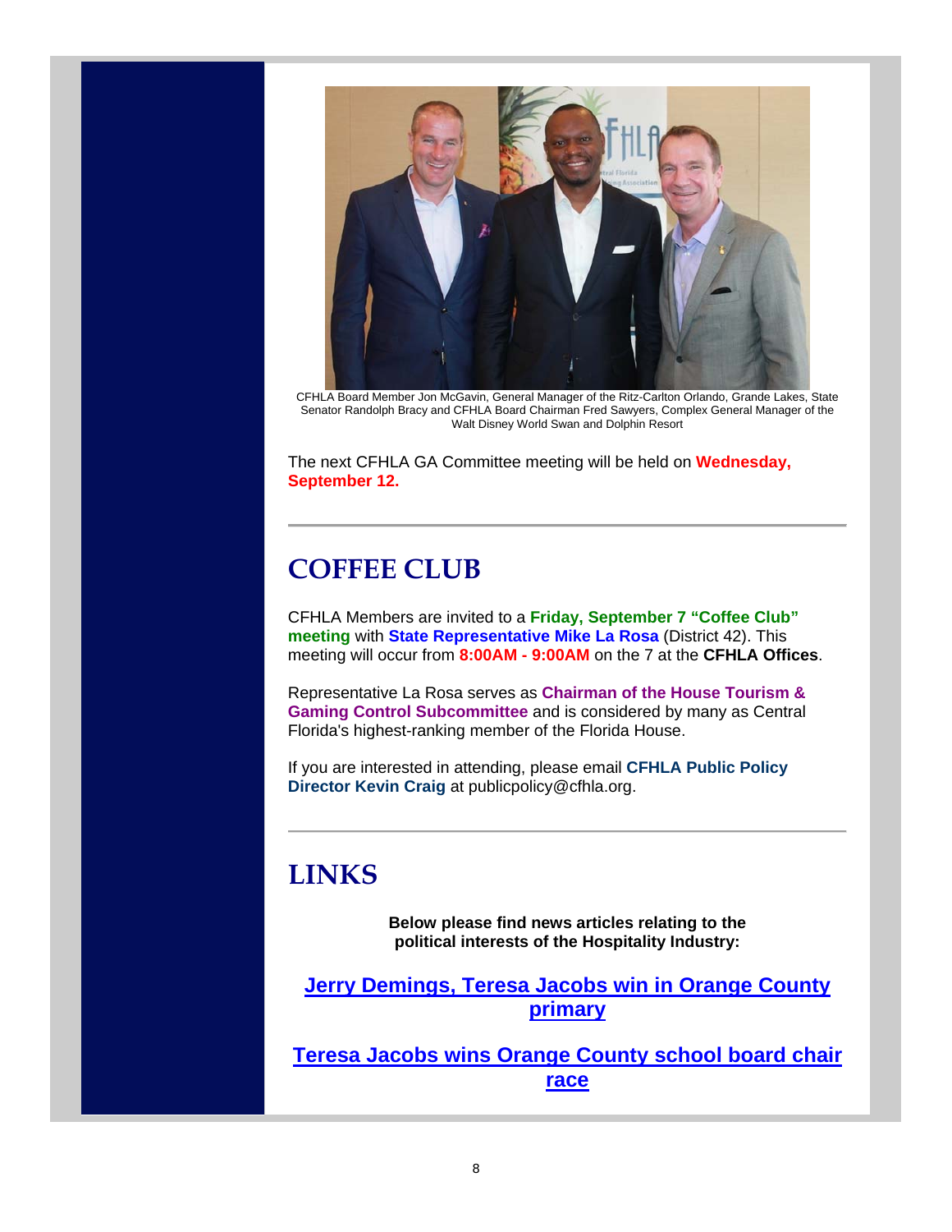CFHLA Board Member Jon McGavin, General Manager of the Ritz-Carlton Orlando, Grande Lakes, State Senator Randolph Bracy and CFHLA Board Chairman Fred Sawyers, Complex General Manager of the Walt Disney World Swan and Dolphin Resort

The next CFHLA GA Committee meeting will be held on **Wednesday, September 12.**

---

## COFFEE CLUB

CFHLA Members are invited to a **Friday, September 7 "Coffee Club" meeting** with **State Representative Mike La Rosa** (District 42). This meeting will occur from **8:00AM - 9:00AM** on the 7 at the **CFHLA Offices**.

Representative La Rosa serves as **Chairman of the House Tourism & Gaming Control Subcommittee** and is considered by many as Central Florida's highest-ranking member of the Florida House.

If you are interested in attending, please email **CFHLA Public Policy Director Kevin Craig** at publicpolicy@cfhla.org.

---

## LINKS

**Below please find news articles relating to the political interests of the Hospitality Industry:**

**Jerry Demings, Teresa Jacobs win in Orange County primary**

**Teresa Jacobs wins Orange County school board chair race**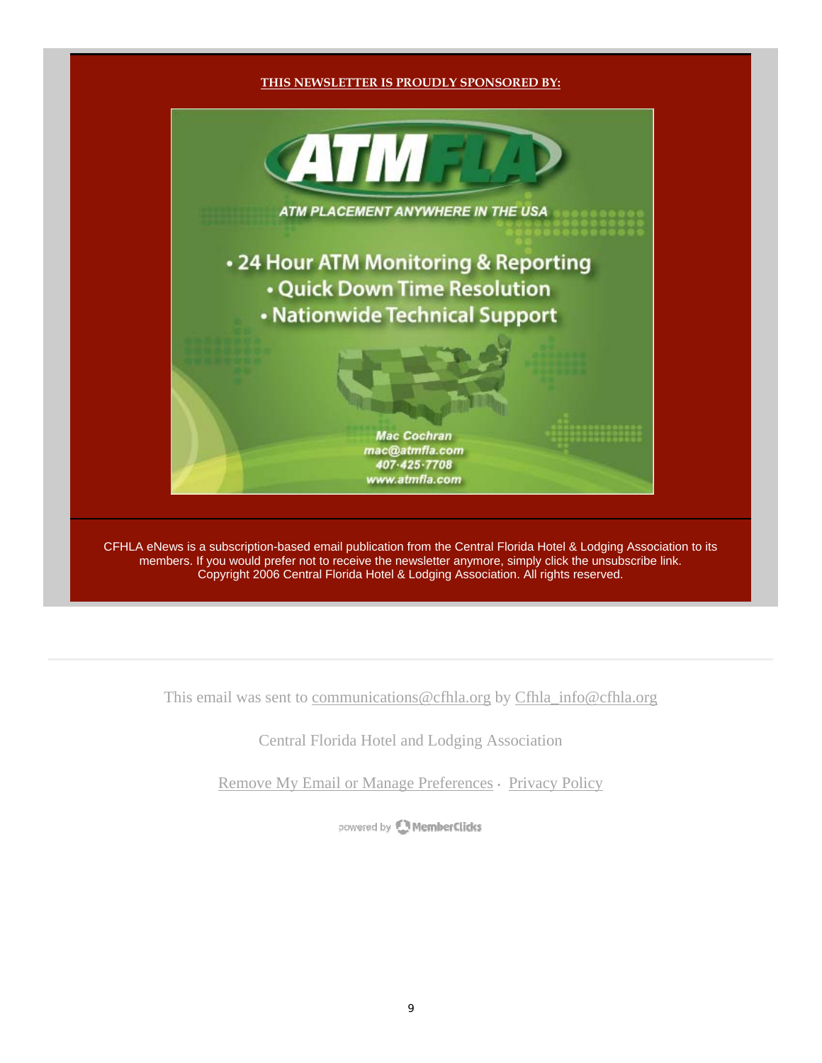**THIS NEWSLETTER IS PROUDLY SPONSORED BY:**

ATMFLA

ATM PLACEMENT ANYWHERE IN THE USA

- 24 Hour ATM Monitoring & Reporting
- Quick Down Time Resolution
- Nationwide Technical Support

Mac Cochran
mac@atmfla.com
407-425-7708
www.atmfla.com

CFHLA eNews is a subscription-based email publication from the Central Florida Hotel & Lodging Association to its members. If you would prefer not to receive the newsletter anymore, simply click the unsubscribe link. Copyright 2006 Central Florida Hotel & Lodging Association. All rights reserved.

---

This email was sent to communications@cfhla.org by Cfhla_info@cfhla.org

Central Florida Hotel and Lodging Association

Remove My Email or Manage Preferences · Privacy Policy

powered by MemberClicks